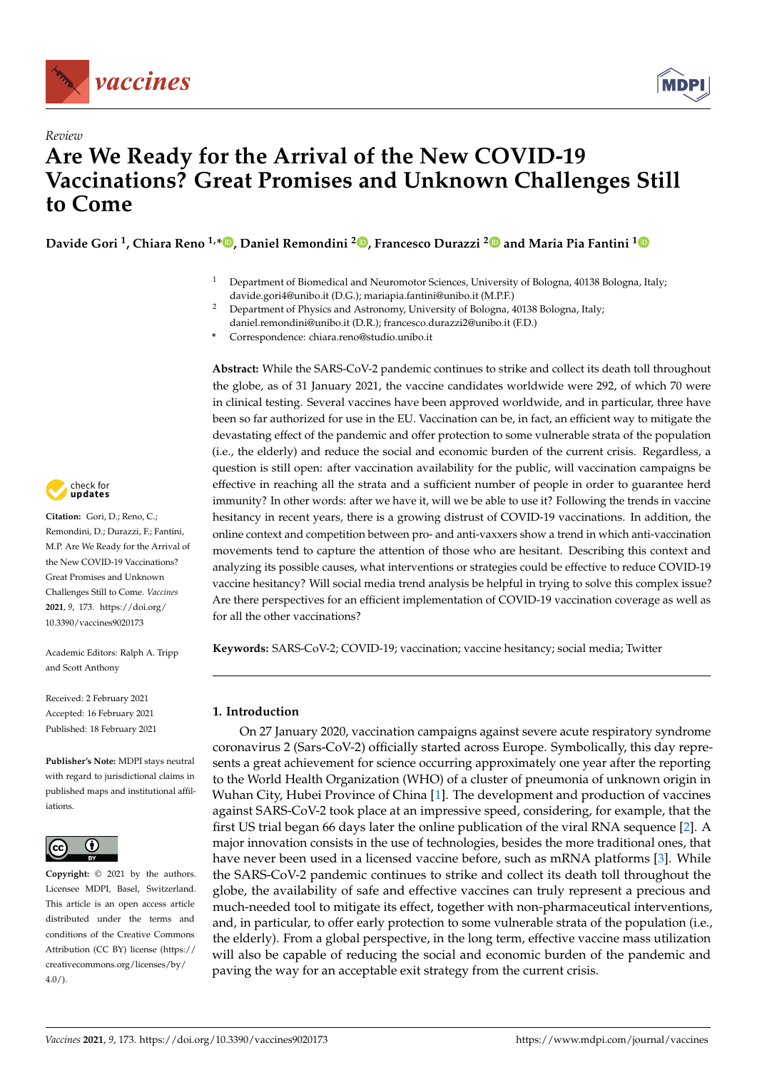*Review*

# Are We Ready for the Arrival of the New COVID-19 Vaccinations? Great Promises and Unknown Challenges Still to Come

**Davide Gori [1], Chiara Reno [1,*], Daniel Remondini [2], Francesco Durazzi [2] and Maria Pia Fantini [1]**

[1] Department of Biomedical and Neuromotor Sciences, University of Bologna, 40138 Bologna, Italy; davide.gori4@unibo.it (D.G.); mariapia.fantini@unibo.it (M.P.F.)

[2] Department of Physics and Astronomy, University of Bologna, 40138 Bologna, Italy; daniel.remondini@unibo.it (D.R.); francesco.durazzi2@unibo.it (F.D.)

* Correspondence: chiara.reno@studio.unibo.it

**Abstract:** While the SARS-CoV-2 pandemic continues to strike and collect its death toll throughout the globe, as of 31 January 2021, the vaccine candidates worldwide were 292, of which 70 were in clinical testing. Several vaccines have been approved worldwide, and in particular, three have been so far authorized for use in the EU. Vaccination can be, in fact, an efficient way to mitigate the devastating effect of the pandemic and offer protection to some vulnerable strata of the population (i.e., the elderly) and reduce the social and economic burden of the current crisis. Regardless, a question is still open: after vaccination availability for the public, will vaccination campaigns be effective in reaching all the strata and a sufficient number of people in order to guarantee herd immunity? In other words: after we have it, will we be able to use it? Following the trends in vaccine hesitancy in recent years, there is a growing distrust of COVID-19 vaccinations. In addition, the online context and competition between pro- and anti-vaxxers show a trend in which anti-vaccination movements tend to capture the attention of those who are hesitant. Describing this context and analyzing its possible causes, what interventions or strategies could be effective to reduce COVID-19 vaccine hesitancy? Will social media trend analysis be helpful in trying to solve this complex issue? Are there perspectives for an efficient implementation of COVID-19 vaccination coverage as well as for all the other vaccinations?

**Keywords:** SARS-CoV-2; COVID-19; vaccination; vaccine hesitancy; social media; Twitter

**Citation:** Gori, D.; Reno, C.; Remondini, D.; Durazzi, F.; Fantini, M.P. Are We Ready for the Arrival of the New COVID-19 Vaccinations? Great Promises and Unknown Challenges Still to Come. *Vaccines* **2021**, *9*, 173. https://doi.org/10.3390/vaccines9020173

Academic Editors: Ralph A. Tripp and Scott Anthony

Received: 2 February 2021
Accepted: 16 February 2021
Published: 18 February 2021

**Publisher's Note:** MDPI stays neutral with regard to jurisdictional claims in published maps and institutional affiliations.

**Copyright:** © 2021 by the authors. Licensee MDPI, Basel, Switzerland. This article is an open access article distributed under the terms and conditions of the Creative Commons Attribution (CC BY) license (https://creativecommons.org/licenses/by/4.0/).

## 1. Introduction

On 27 January 2020, vaccination campaigns against severe acute respiratory syndrome coronavirus 2 (Sars-CoV-2) officially started across Europe. Symbolically, this day represents a great achievement for science occurring approximately one year after the reporting to the World Health Organization (WHO) of a cluster of pneumonia of unknown origin in Wuhan City, Hubei Province of China [1]. The development and production of vaccines against SARS-CoV-2 took place at an impressive speed, considering, for example, that the first US trial began 66 days later the online publication of the viral RNA sequence [2]. A major innovation consists in the use of technologies, besides the more traditional ones, that have never been used in a licensed vaccine before, such as mRNA platforms [3]. While the SARS-CoV-2 pandemic continues to strike and collect its death toll throughout the globe, the availability of safe and effective vaccines can truly represent a precious and much-needed tool to mitigate its effect, together with non-pharmaceutical interventions, and, in particular, to offer early protection to some vulnerable strata of the population (i.e., the elderly). From a global perspective, in the long term, effective vaccine mass utilization will also be capable of reducing the social and economic burden of the pandemic and paving the way for an acceptable exit strategy from the current crisis.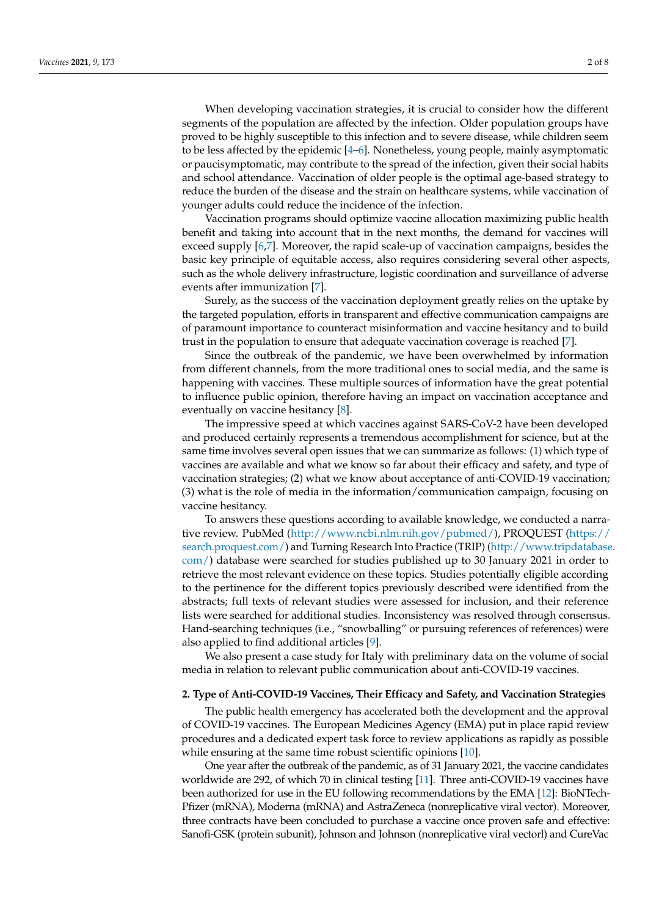When developing vaccination strategies, it is crucial to consider how the different segments of the population are affected by the infection. Older population groups have proved to be highly susceptible to this infection and to severe disease, while children seem to be less affected by the epidemic [4–6]. Nonetheless, young people, mainly asymptomatic or paucisymptomatic, may contribute to the spread of the infection, given their social habits and school attendance. Vaccination of older people is the optimal age-based strategy to reduce the burden of the disease and the strain on healthcare systems, while vaccination of younger adults could reduce the incidence of the infection.

Vaccination programs should optimize vaccine allocation maximizing public health benefit and taking into account that in the next months, the demand for vaccines will exceed supply [6,7]. Moreover, the rapid scale-up of vaccination campaigns, besides the basic key principle of equitable access, also requires considering several other aspects, such as the whole delivery infrastructure, logistic coordination and surveillance of adverse events after immunization [7].

Surely, as the success of the vaccination deployment greatly relies on the uptake by the targeted population, efforts in transparent and effective communication campaigns are of paramount importance to counteract misinformation and vaccine hesitancy and to build trust in the population to ensure that adequate vaccination coverage is reached [7].

Since the outbreak of the pandemic, we have been overwhelmed by information from different channels, from the more traditional ones to social media, and the same is happening with vaccines. These multiple sources of information have the great potential to influence public opinion, therefore having an impact on vaccination acceptance and eventually on vaccine hesitancy [8].

The impressive speed at which vaccines against SARS-CoV-2 have been developed and produced certainly represents a tremendous accomplishment for science, but at the same time involves several open issues that we can summarize as follows: (1) which type of vaccines are available and what we know so far about their efficacy and safety, and type of vaccination strategies; (2) what we know about acceptance of anti-COVID-19 vaccination; (3) what is the role of media in the information/communication campaign, focusing on vaccine hesitancy.

To answers these questions according to available knowledge, we conducted a narrative review. PubMed (http://www.ncbi.nlm.nih.gov/pubmed/), PROQUEST (https://search.proquest.com/) and Turning Research Into Practice (TRIP) (http://www.tripdatabase.com/) database were searched for studies published up to 30 January 2021 in order to retrieve the most relevant evidence on these topics. Studies potentially eligible according to the pertinence for the different topics previously described were identified from the abstracts; full texts of relevant studies were assessed for inclusion, and their reference lists were searched for additional studies. Inconsistency was resolved through consensus. Hand-searching techniques (i.e., "snowballing" or pursuing references of references) were also applied to find additional articles [9].

We also present a case study for Italy with preliminary data on the volume of social media in relation to relevant public communication about anti-COVID-19 vaccines.

## 2. Type of Anti-COVID-19 Vaccines, Their Efficacy and Safety, and Vaccination Strategies

The public health emergency has accelerated both the development and the approval of COVID-19 vaccines. The European Medicines Agency (EMA) put in place rapid review procedures and a dedicated expert task force to review applications as rapidly as possible while ensuring at the same time robust scientific opinions [10].

One year after the outbreak of the pandemic, as of 31 January 2021, the vaccine candidates worldwide are 292, of which 70 in clinical testing [11]. Three anti-COVID-19 vaccines have been authorized for use in the EU following recommendations by the EMA [12]: BioNTech-Pfizer (mRNA), Moderna (mRNA) and AstraZeneca (nonreplicative viral vector). Moreover, three contracts have been concluded to purchase a vaccine once proven safe and effective: Sanofi-GSK (protein subunit), Johnson and Johnson (nonreplicative viral vectorl) and CureVac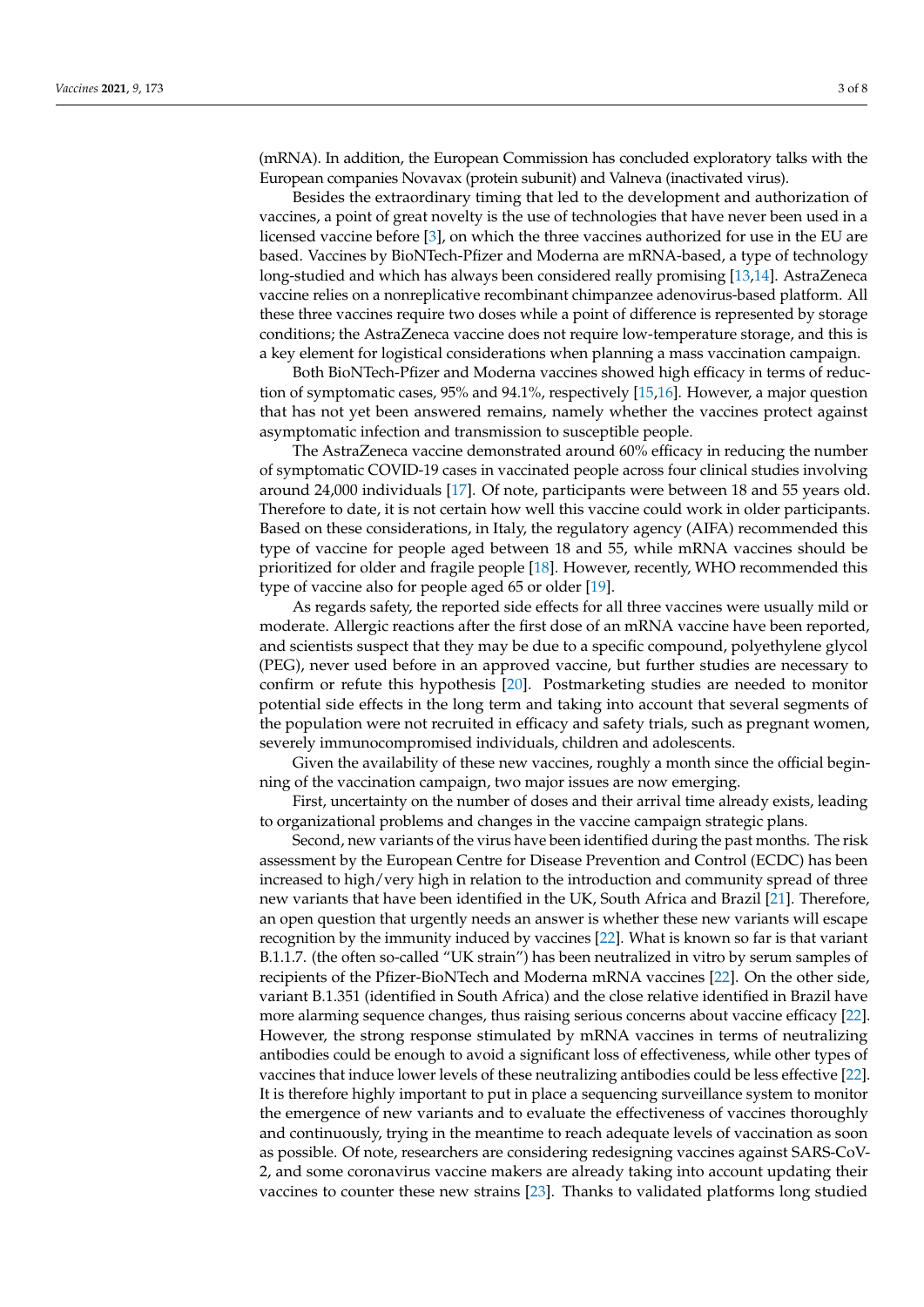(mRNA). In addition, the European Commission has concluded exploratory talks with the European companies Novavax (protein subunit) and Valneva (inactivated virus).

Besides the extraordinary timing that led to the development and authorization of vaccines, a point of great novelty is the use of technologies that have never been used in a licensed vaccine before [3], on which the three vaccines authorized for use in the EU are based. Vaccines by BioNTech-Pfizer and Moderna are mRNA-based, a type of technology long-studied and which has always been considered really promising [13,14]. AstraZeneca vaccine relies on a nonreplicative recombinant chimpanzee adenovirus-based platform. All these three vaccines require two doses while a point of difference is represented by storage conditions; the AstraZeneca vaccine does not require low-temperature storage, and this is a key element for logistical considerations when planning a mass vaccination campaign.

Both BioNTech-Pfizer and Moderna vaccines showed high efficacy in terms of reduction of symptomatic cases, 95% and 94.1%, respectively [15,16]. However, a major question that has not yet been answered remains, namely whether the vaccines protect against asymptomatic infection and transmission to susceptible people.

The AstraZeneca vaccine demonstrated around 60% efficacy in reducing the number of symptomatic COVID-19 cases in vaccinated people across four clinical studies involving around 24,000 individuals [17]. Of note, participants were between 18 and 55 years old. Therefore to date, it is not certain how well this vaccine could work in older participants. Based on these considerations, in Italy, the regulatory agency (AIFA) recommended this type of vaccine for people aged between 18 and 55, while mRNA vaccines should be prioritized for older and fragile people [18]. However, recently, WHO recommended this type of vaccine also for people aged 65 or older [19].

As regards safety, the reported side effects for all three vaccines were usually mild or moderate. Allergic reactions after the first dose of an mRNA vaccine have been reported, and scientists suspect that they may be due to a specific compound, polyethylene glycol (PEG), never used before in an approved vaccine, but further studies are necessary to confirm or refute this hypothesis [20]. Postmarketing studies are needed to monitor potential side effects in the long term and taking into account that several segments of the population were not recruited in efficacy and safety trials, such as pregnant women, severely immunocompromised individuals, children and adolescents.

Given the availability of these new vaccines, roughly a month since the official beginning of the vaccination campaign, two major issues are now emerging.

First, uncertainty on the number of doses and their arrival time already exists, leading to organizational problems and changes in the vaccine campaign strategic plans.

Second, new variants of the virus have been identified during the past months. The risk assessment by the European Centre for Disease Prevention and Control (ECDC) has been increased to high/very high in relation to the introduction and community spread of three new variants that have been identified in the UK, South Africa and Brazil [21]. Therefore, an open question that urgently needs an answer is whether these new variants will escape recognition by the immunity induced by vaccines [22]. What is known so far is that variant B.1.1.7. (the often so-called "UK strain") has been neutralized in vitro by serum samples of recipients of the Pfizer-BioNTech and Moderna mRNA vaccines [22]. On the other side, variant B.1.351 (identified in South Africa) and the close relative identified in Brazil have more alarming sequence changes, thus raising serious concerns about vaccine efficacy [22]. However, the strong response stimulated by mRNA vaccines in terms of neutralizing antibodies could be enough to avoid a significant loss of effectiveness, while other types of vaccines that induce lower levels of these neutralizing antibodies could be less effective [22]. It is therefore highly important to put in place a sequencing surveillance system to monitor the emergence of new variants and to evaluate the effectiveness of vaccines thoroughly and continuously, trying in the meantime to reach adequate levels of vaccination as soon as possible. Of note, researchers are considering redesigning vaccines against SARS-CoV-2, and some coronavirus vaccine makers are already taking into account updating their vaccines to counter these new strains [23]. Thanks to validated platforms long studied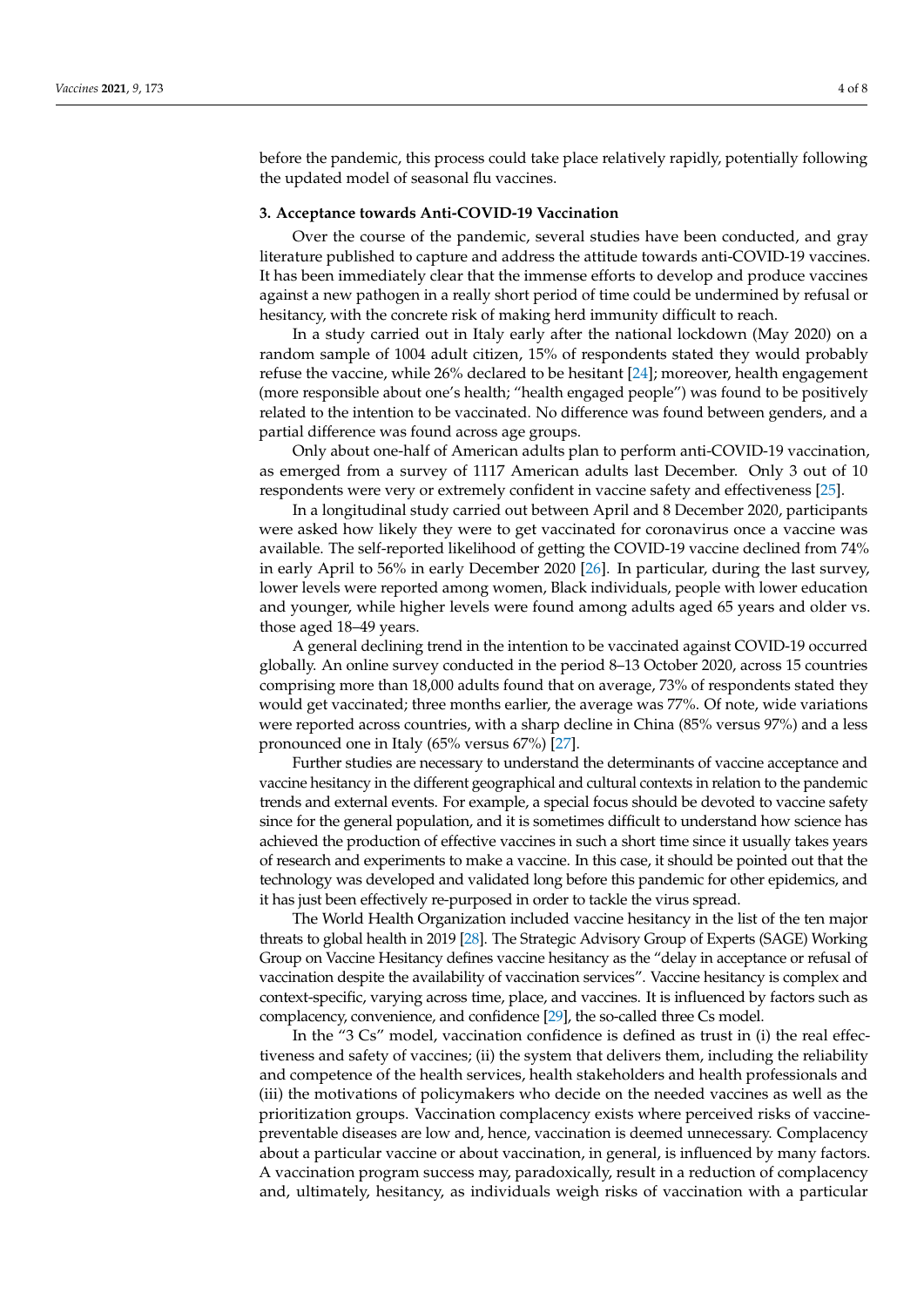before the pandemic, this process could take place relatively rapidly, potentially following the updated model of seasonal flu vaccines.

## 3. Acceptance towards Anti-COVID-19 Vaccination

Over the course of the pandemic, several studies have been conducted, and gray literature published to capture and address the attitude towards anti-COVID-19 vaccines. It has been immediately clear that the immense efforts to develop and produce vaccines against a new pathogen in a really short period of time could be undermined by refusal or hesitancy, with the concrete risk of making herd immunity difficult to reach.

In a study carried out in Italy early after the national lockdown (May 2020) on a random sample of 1004 adult citizen, 15% of respondents stated they would probably refuse the vaccine, while 26% declared to be hesitant [24]; moreover, health engagement (more responsible about one's health; "health engaged people") was found to be positively related to the intention to be vaccinated. No difference was found between genders, and a partial difference was found across age groups.

Only about one-half of American adults plan to perform anti-COVID-19 vaccination, as emerged from a survey of 1117 American adults last December. Only 3 out of 10 respondents were very or extremely confident in vaccine safety and effectiveness [25].

In a longitudinal study carried out between April and 8 December 2020, participants were asked how likely they were to get vaccinated for coronavirus once a vaccine was available. The self-reported likelihood of getting the COVID-19 vaccine declined from 74% in early April to 56% in early December 2020 [26]. In particular, during the last survey, lower levels were reported among women, Black individuals, people with lower education and younger, while higher levels were found among adults aged 65 years and older vs. those aged 18–49 years.

A general declining trend in the intention to be vaccinated against COVID-19 occurred globally. An online survey conducted in the period 8–13 October 2020, across 15 countries comprising more than 18,000 adults found that on average, 73% of respondents stated they would get vaccinated; three months earlier, the average was 77%. Of note, wide variations were reported across countries, with a sharp decline in China (85% versus 97%) and a less pronounced one in Italy (65% versus 67%) [27].

Further studies are necessary to understand the determinants of vaccine acceptance and vaccine hesitancy in the different geographical and cultural contexts in relation to the pandemic trends and external events. For example, a special focus should be devoted to vaccine safety since for the general population, and it is sometimes difficult to understand how science has achieved the production of effective vaccines in such a short time since it usually takes years of research and experiments to make a vaccine. In this case, it should be pointed out that the technology was developed and validated long before this pandemic for other epidemics, and it has just been effectively re-purposed in order to tackle the virus spread.

The World Health Organization included vaccine hesitancy in the list of the ten major threats to global health in 2019 [28]. The Strategic Advisory Group of Experts (SAGE) Working Group on Vaccine Hesitancy defines vaccine hesitancy as the "delay in acceptance or refusal of vaccination despite the availability of vaccination services". Vaccine hesitancy is complex and context-specific, varying across time, place, and vaccines. It is influenced by factors such as complacency, convenience, and confidence [29], the so-called three Cs model.

In the "3 Cs" model, vaccination confidence is defined as trust in (i) the real effectiveness and safety of vaccines; (ii) the system that delivers them, including the reliability and competence of the health services, health stakeholders and health professionals and (iii) the motivations of policymakers who decide on the needed vaccines as well as the prioritization groups. Vaccination complacency exists where perceived risks of vaccine-preventable diseases are low and, hence, vaccination is deemed unnecessary. Complacency about a particular vaccine or about vaccination, in general, is influenced by many factors. A vaccination program success may, paradoxically, result in a reduction of complacency and, ultimately, hesitancy, as individuals weigh risks of vaccination with a particular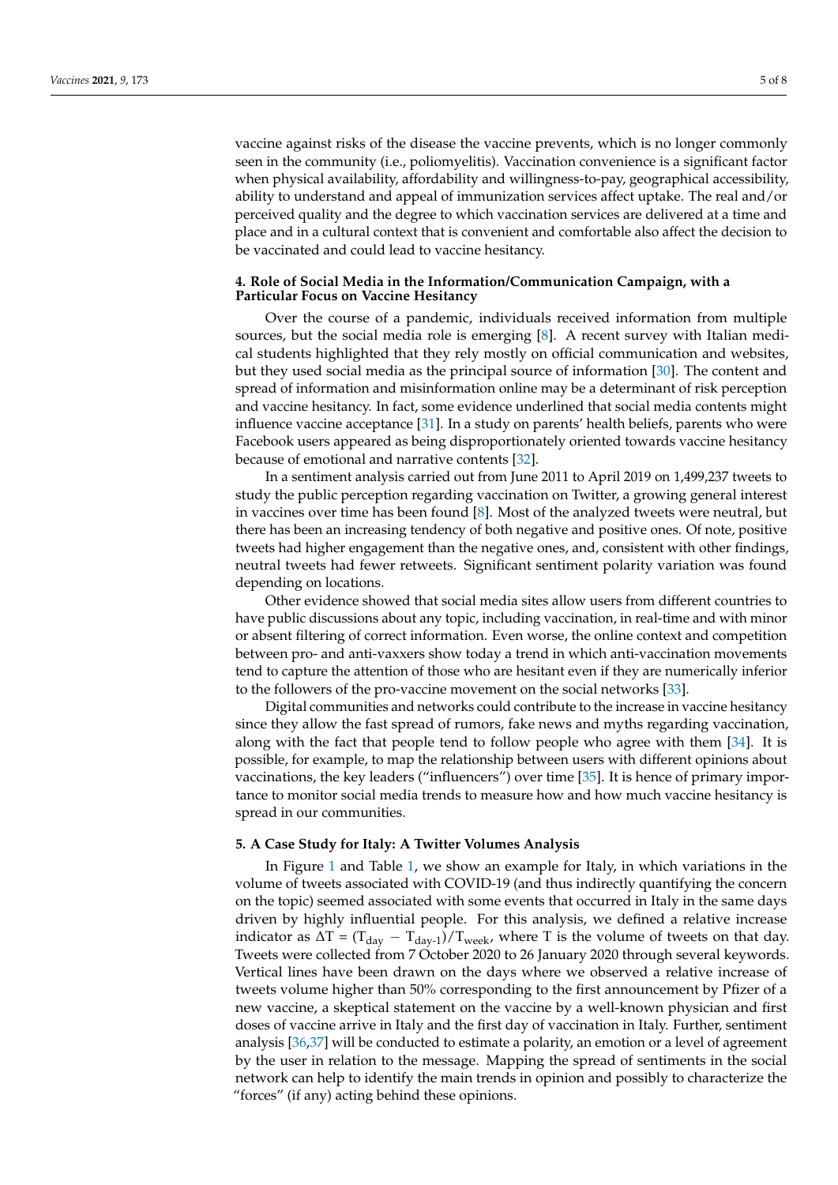vaccine against risks of the disease the vaccine prevents, which is no longer commonly seen in the community (i.e., poliomyelitis). Vaccination convenience is a significant factor when physical availability, affordability and willingness-to-pay, geographical accessibility, ability to understand and appeal of immunization services affect uptake. The real and/or perceived quality and the degree to which vaccination services are delivered at a time and place and in a cultural context that is convenient and comfortable also affect the decision to be vaccinated and could lead to vaccine hesitancy.

## 4. Role of Social Media in the Information/Communication Campaign, with a Particular Focus on Vaccine Hesitancy

Over the course of a pandemic, individuals received information from multiple sources, but the social media role is emerging [8]. A recent survey with Italian medical students highlighted that they rely mostly on official communication and websites, but they used social media as the principal source of information [30]. The content and spread of information and misinformation online may be a determinant of risk perception and vaccine hesitancy. In fact, some evidence underlined that social media contents might influence vaccine acceptance [31]. In a study on parents' health beliefs, parents who were Facebook users appeared as being disproportionately oriented towards vaccine hesitancy because of emotional and narrative contents [32].

In a sentiment analysis carried out from June 2011 to April 2019 on 1,499,237 tweets to study the public perception regarding vaccination on Twitter, a growing general interest in vaccines over time has been found [8]. Most of the analyzed tweets were neutral, but there has been an increasing tendency of both negative and positive ones. Of note, positive tweets had higher engagement than the negative ones, and, consistent with other findings, neutral tweets had fewer retweets. Significant sentiment polarity variation was found depending on locations.

Other evidence showed that social media sites allow users from different countries to have public discussions about any topic, including vaccination, in real-time and with minor or absent filtering of correct information. Even worse, the online context and competition between pro- and anti-vaxxers show today a trend in which anti-vaccination movements tend to capture the attention of those who are hesitant even if they are numerically inferior to the followers of the pro-vaccine movement on the social networks [33].

Digital communities and networks could contribute to the increase in vaccine hesitancy since they allow the fast spread of rumors, fake news and myths regarding vaccination, along with the fact that people tend to follow people who agree with them [34]. It is possible, for example, to map the relationship between users with different opinions about vaccinations, the key leaders ("influencers") over time [35]. It is hence of primary importance to monitor social media trends to measure how and how much vaccine hesitancy is spread in our communities.

## 5. A Case Study for Italy: A Twitter Volumes Analysis

In Figure 1 and Table 1, we show an example for Italy, in which variations in the volume of tweets associated with COVID-19 (and thus indirectly quantifying the concern on the topic) seemed associated with some events that occurred in Italy in the same days driven by highly influential people. For this analysis, we defined a relative increase indicator as $\Delta T = (T_{day} - T_{day\text{-}1})/T_{week}$, where T is the volume of tweets on that day. Tweets were collected from 7 October 2020 to 26 January 2020 through several keywords. Vertical lines have been drawn on the days where we observed a relative increase of tweets volume higher than 50% corresponding to the first announcement by Pfizer of a new vaccine, a skeptical statement on the vaccine by a well-known physician and first doses of vaccine arrive in Italy and the first day of vaccination in Italy. Further, sentiment analysis [36,37] will be conducted to estimate a polarity, an emotion or a level of agreement by the user in relation to the message. Mapping the spread of sentiments in the social network can help to identify the main trends in opinion and possibly to characterize the "forces" (if any) acting behind these opinions.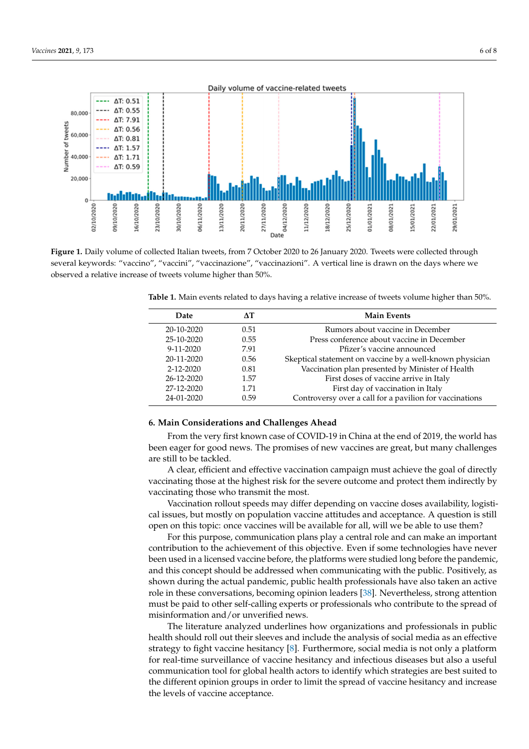Figure 1. Daily volume of collected Italian tweets, from 7 October 2020 to 26 January 2020. Tweets were collected through several keywords: "vaccino", "vaccini", "vaccinazione", "vaccinazioni". A vertical line is drawn on the days where we observed a relative increase of tweets volume higher than 50%.

**Table 1.** Main events related to days having a relative increase of tweets volume higher than 50%.

| Date | ΔT | Main Events |
|---|---|---|
| 20-10-2020 | 0.51 | Rumors about vaccine in December |
| 25-10-2020 | 0.55 | Press conference about vaccine in December |
| 9-11-2020 | 7.91 | Pfizer's vaccine announced |
| 20-11-2020 | 0.56 | Skeptical statement on vaccine by a well-known physician |
| 2-12-2020 | 0.81 | Vaccination plan presented by Minister of Health |
| 26-12-2020 | 1.57 | First doses of vaccine arrive in Italy |
| 27-12-2020 | 1.71 | First day of vaccination in Italy |
| 24-01-2020 | 0.59 | Controversy over a call for a pavilion for vaccinations |

## 6. Main Considerations and Challenges Ahead

From the very first known case of COVID-19 in China at the end of 2019, the world has been eager for good news. The promises of new vaccines are great, but many challenges are still to be tackled.

A clear, efficient and effective vaccination campaign must achieve the goal of directly vaccinating those at the highest risk for the severe outcome and protect them indirectly by vaccinating those who transmit the most.

Vaccination rollout speeds may differ depending on vaccine doses availability, logistical issues, but mostly on population vaccine attitudes and acceptance. A question is still open on this topic: once vaccines will be available for all, will we be able to use them?

For this purpose, communication plans play a central role and can make an important contribution to the achievement of this objective. Even if some technologies have never been used in a licensed vaccine before, the platforms were studied long before the pandemic, and this concept should be addressed when communicating with the public. Positively, as shown during the actual pandemic, public health professionals have also taken an active role in these conversations, becoming opinion leaders [38]. Nevertheless, strong attention must be paid to other self-calling experts or professionals who contribute to the spread of misinformation and/or unverified news.

The literature analyzed underlines how organizations and professionals in public health should roll out their sleeves and include the analysis of social media as an effective strategy to fight vaccine hesitancy [8]. Furthermore, social media is not only a platform for real-time surveillance of vaccine hesitancy and infectious diseases but also a useful communication tool for global health actors to identify which strategies are best suited to the different opinion groups in order to limit the spread of vaccine hesitancy and increase the levels of vaccine acceptance.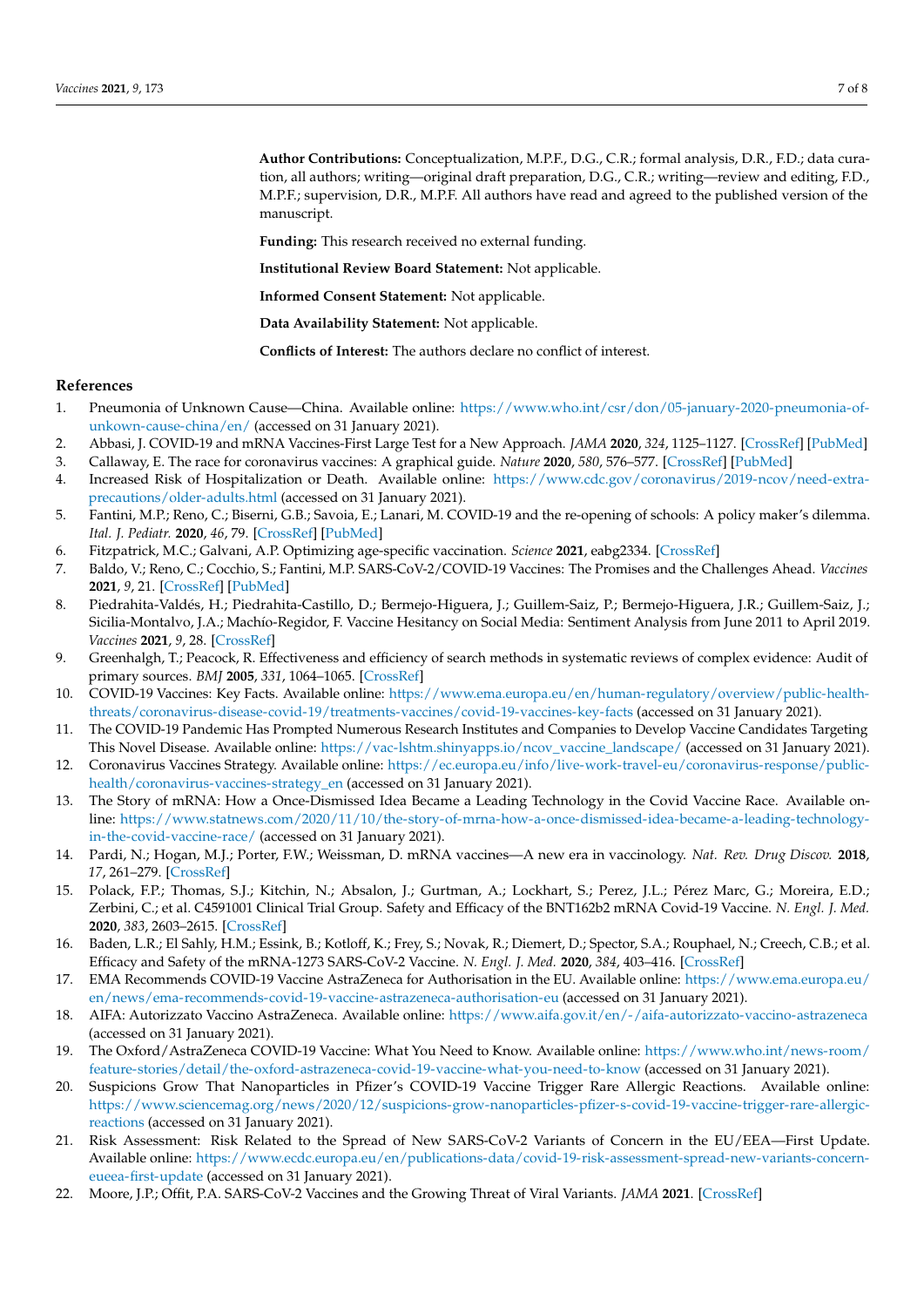**Author Contributions:** Conceptualization, M.P.F., D.G., C.R.; formal analysis, D.R., F.D.; data curation, all authors; writing—original draft preparation, D.G., C.R.; writing—review and editing, F.D., M.P.F.; supervision, D.R., M.P.F. All authors have read and agreed to the published version of the manuscript.

**Funding:** This research received no external funding.

**Institutional Review Board Statement:** Not applicable.

**Informed Consent Statement:** Not applicable.

**Data Availability Statement:** Not applicable.

**Conflicts of Interest:** The authors declare no conflict of interest.

## References

1. Pneumonia of Unknown Cause—China. Available online: https://www.who.int/csr/don/05-january-2020-pneumonia-of-unkown-cause-china/en/ (accessed on 31 January 2021).
2. Abbasi, J. COVID-19 and mRNA Vaccines-First Large Test for a New Approach. *JAMA* **2020**, *324*, 1125–1127. [CrossRef] [PubMed]
3. Callaway, E. The race for coronavirus vaccines: A graphical guide. *Nature* **2020**, *580*, 576–577. [CrossRef] [PubMed]
4. Increased Risk of Hospitalization or Death. Available online: https://www.cdc.gov/coronavirus/2019-ncov/need-extra-precautions/older-adults.html (accessed on 31 January 2021).
5. Fantini, M.P.; Reno, C.; Biserni, G.B.; Savoia, E.; Lanari, M. COVID-19 and the re-opening of schools: A policy maker's dilemma. *Ital. J. Pediatr.* **2020**, *46*, 79. [CrossRef] [PubMed]
6. Fitzpatrick, M.C.; Galvani, A.P. Optimizing age-specific vaccination. *Science* **2021**, eabg2334. [CrossRef]
7. Baldo, V.; Reno, C.; Cocchio, S.; Fantini, M.P. SARS-CoV-2/COVID-19 Vaccines: The Promises and the Challenges Ahead. *Vaccines* **2021**, *9*, 21. [CrossRef] [PubMed]
8. Piedrahita-Valdés, H.; Piedrahita-Castillo, D.; Bermejo-Higuera, J.; Guillem-Saiz, P.; Bermejo-Higuera, J.R.; Guillem-Saiz, J.; Sicilia-Montalvo, J.A.; Machío-Regidor, F. Vaccine Hesitancy on Social Media: Sentiment Analysis from June 2011 to April 2019. *Vaccines* **2021**, *9*, 28. [CrossRef]
9. Greenhalgh, T.; Peacock, R. Effectiveness and efficiency of search methods in systematic reviews of complex evidence: Audit of primary sources. *BMJ* **2005**, *331*, 1064–1065. [CrossRef]
10. COVID-19 Vaccines: Key Facts. Available online: https://www.ema.europa.eu/en/human-regulatory/overview/public-health-threats/coronavirus-disease-covid-19/treatments-vaccines/covid-19-vaccines-key-facts (accessed on 31 January 2021).
11. The COVID-19 Pandemic Has Prompted Numerous Research Institutes and Companies to Develop Vaccine Candidates Targeting This Novel Disease. Available online: https://vac-lshtm.shinyapps.io/ncov_vaccine_landscape/ (accessed on 31 January 2021).
12. Coronavirus Vaccines Strategy. Available online: https://ec.europa.eu/info/live-work-travel-eu/coronavirus-response/public-health/coronavirus-vaccines-strategy_en (accessed on 31 January 2021).
13. The Story of mRNA: How a Once-Dismissed Idea Became a Leading Technology in the Covid Vaccine Race. Available online: https://www.statnews.com/2020/11/10/the-story-of-mrna-how-a-once-dismissed-idea-became-a-leading-technology-in-the-covid-vaccine-race/ (accessed on 31 January 2021).
14. Pardi, N.; Hogan, M.J.; Porter, F.W.; Weissman, D. mRNA vaccines—A new era in vaccinology. *Nat. Rev. Drug Discov.* **2018**, *17*, 261–279. [CrossRef]
15. Polack, F.P.; Thomas, S.J.; Kitchin, N.; Absalon, J.; Gurtman, A.; Lockhart, S.; Perez, J.L.; Pérez Marc, G.; Moreira, E.D.; Zerbini, C.; et al. C4591001 Clinical Trial Group. Safety and Efficacy of the BNT162b2 mRNA Covid-19 Vaccine. *N. Engl. J. Med.* **2020**, *383*, 2603–2615. [CrossRef]
16. Baden, L.R.; El Sahly, H.M.; Essink, B.; Kotloff, K.; Frey, S.; Novak, R.; Diemert, D.; Spector, S.A.; Rouphael, N.; Creech, C.B.; et al. Efficacy and Safety of the mRNA-1273 SARS-CoV-2 Vaccine. *N. Engl. J. Med.* **2020**, *384*, 403–416. [CrossRef]
17. EMA Recommends COVID-19 Vaccine AstraZeneca for Authorisation in the EU. Available online: https://www.ema.europa.eu/en/news/ema-recommends-covid-19-vaccine-astrazeneca-authorisation-eu (accessed on 31 January 2021).
18. AIFA: Autorizzato Vaccino AstraZeneca. Available online: https://www.aifa.gov.it/en/-/aifa-autorizzato-vaccino-astrazeneca (accessed on 31 January 2021).
19. The Oxford/AstraZeneca COVID-19 Vaccine: What You Need to Know. Available online: https://www.who.int/news-room/feature-stories/detail/the-oxford-astrazeneca-covid-19-vaccine-what-you-need-to-know (accessed on 31 January 2021).
20. Suspicions Grow That Nanoparticles in Pfizer's COVID-19 Vaccine Trigger Rare Allergic Reactions. Available online: https://www.sciencemag.org/news/2020/12/suspicions-grow-nanoparticles-pfizer-s-covid-19-vaccine-trigger-rare-allergic-reactions (accessed on 31 January 2021).
21. Risk Assessment: Risk Related to the Spread of New SARS-CoV-2 Variants of Concern in the EU/EEA—First Update. Available online: https://www.ecdc.europa.eu/en/publications-data/covid-19-risk-assessment-spread-new-variants-concern-eueea-first-update (accessed on 31 January 2021).
22. Moore, J.P.; Offit, P.A. SARS-CoV-2 Vaccines and the Growing Threat of Viral Variants. *JAMA* **2021**. [CrossRef]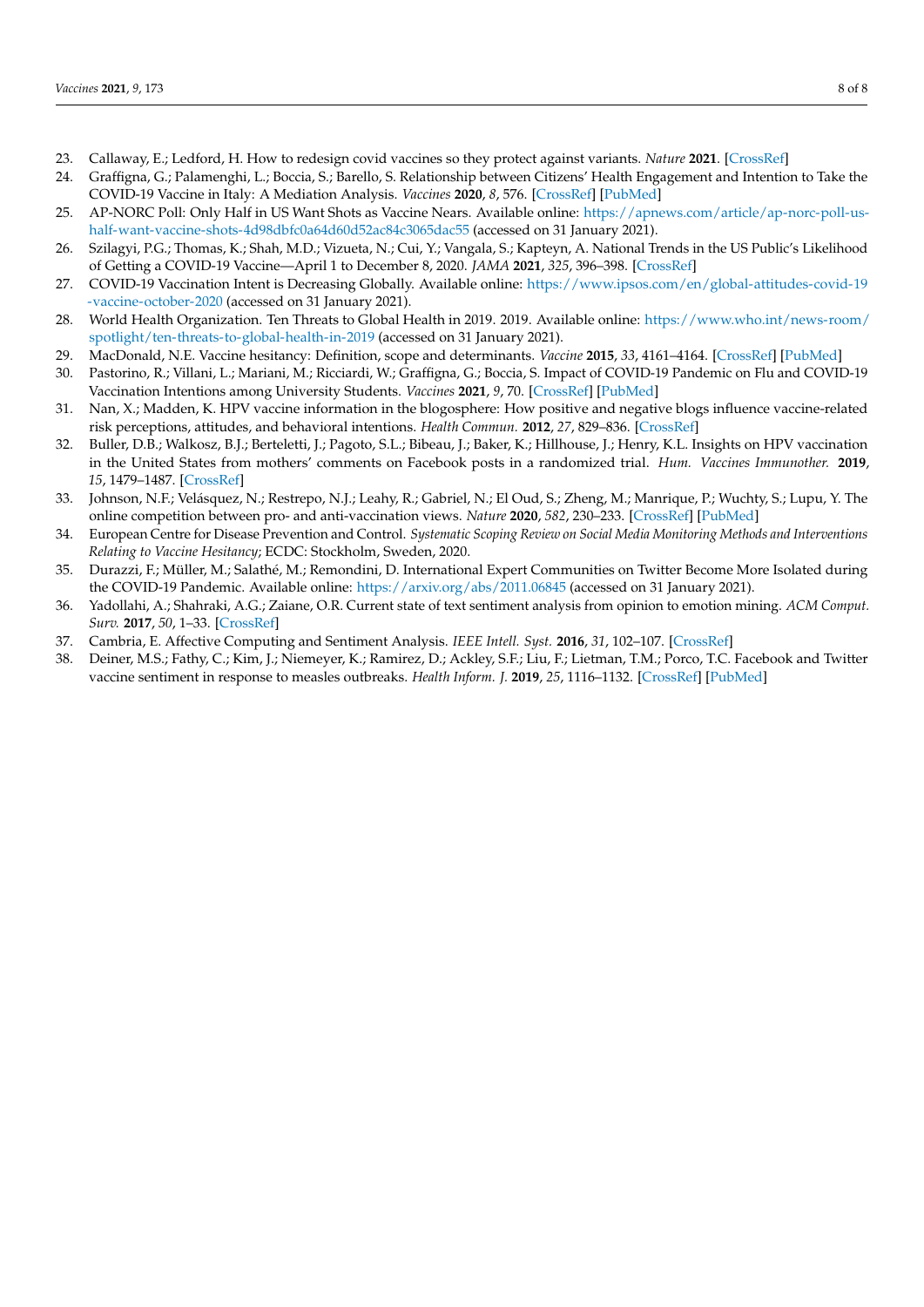23. Callaway, E.; Ledford, H. How to redesign covid vaccines so they protect against variants. *Nature* **2021**. [CrossRef]
24. Graffigna, G.; Palamenghi, L.; Boccia, S.; Barello, S. Relationship between Citizens' Health Engagement and Intention to Take the COVID-19 Vaccine in Italy: A Mediation Analysis. *Vaccines* **2020**, *8*, 576. [CrossRef] [PubMed]
25. AP-NORC Poll: Only Half in US Want Shots as Vaccine Nears. Available online: https://apnews.com/article/ap-norc-poll-us-half-want-vaccine-shots-4d98dbfc0a64d60d52ac84c3065dac55 (accessed on 31 January 2021).
26. Szilagyi, P.G.; Thomas, K.; Shah, M.D.; Vizueta, N.; Cui, Y.; Vangala, S.; Kapteyn, A. National Trends in the US Public's Likelihood of Getting a COVID-19 Vaccine—April 1 to December 8, 2020. *JAMA* **2021**, *325*, 396–398. [CrossRef]
27. COVID-19 Vaccination Intent is Decreasing Globally. Available online: https://www.ipsos.com/en/global-attitudes-covid-19-vaccine-october-2020 (accessed on 31 January 2021).
28. World Health Organization. Ten Threats to Global Health in 2019. 2019. Available online: https://www.who.int/news-room/spotlight/ten-threats-to-global-health-in-2019 (accessed on 31 January 2021).
29. MacDonald, N.E. Vaccine hesitancy: Definition, scope and determinants. *Vaccine* **2015**, *33*, 4161–4164. [CrossRef] [PubMed]
30. Pastorino, R.; Villani, L.; Mariani, M.; Ricciardi, W.; Graffigna, G.; Boccia, S. Impact of COVID-19 Pandemic on Flu and COVID-19 Vaccination Intentions among University Students. *Vaccines* **2021**, *9*, 70. [CrossRef] [PubMed]
31. Nan, X.; Madden, K. HPV vaccine information in the blogosphere: How positive and negative blogs influence vaccine-related risk perceptions, attitudes, and behavioral intentions. *Health Commun.* **2012**, *27*, 829–836. [CrossRef]
32. Buller, D.B.; Walkosz, B.J.; Berteletti, J.; Pagoto, S.L.; Bibeau, J.; Baker, K.; Hillhouse, J.; Henry, K.L. Insights on HPV vaccination in the United States from mothers' comments on Facebook posts in a randomized trial. *Hum. Vaccines Immunother.* **2019**, *15*, 1479–1487. [CrossRef]
33. Johnson, N.F.; Velásquez, N.; Restrepo, N.J.; Leahy, R.; Gabriel, N.; El Oud, S.; Zheng, M.; Manrique, P.; Wuchty, S.; Lupu, Y. The online competition between pro- and anti-vaccination views. *Nature* **2020**, *582*, 230–233. [CrossRef] [PubMed]
34. European Centre for Disease Prevention and Control. *Systematic Scoping Review on Social Media Monitoring Methods and Interventions Relating to Vaccine Hesitancy*; ECDC: Stockholm, Sweden, 2020.
35. Durazzi, F.; Müller, M.; Salathé, M.; Remondini, D. International Expert Communities on Twitter Become More Isolated during the COVID-19 Pandemic. Available online: https://arxiv.org/abs/2011.06845 (accessed on 31 January 2021).
36. Yadollahi, A.; Shahraki, A.G.; Zaiane, O.R. Current state of text sentiment analysis from opinion to emotion mining. *ACM Comput. Surv.* **2017**, *50*, 1–33. [CrossRef]
37. Cambria, E. Affective Computing and Sentiment Analysis. *IEEE Intell. Syst.* **2016**, *31*, 102–107. [CrossRef]
38. Deiner, M.S.; Fathy, C.; Kim, J.; Niemeyer, K.; Ramirez, D.; Ackley, S.F.; Liu, F.; Lietman, T.M.; Porco, T.C. Facebook and Twitter vaccine sentiment in response to measles outbreaks. *Health Inform. J.* **2019**, *25*, 1116–1132. [CrossRef] [PubMed]